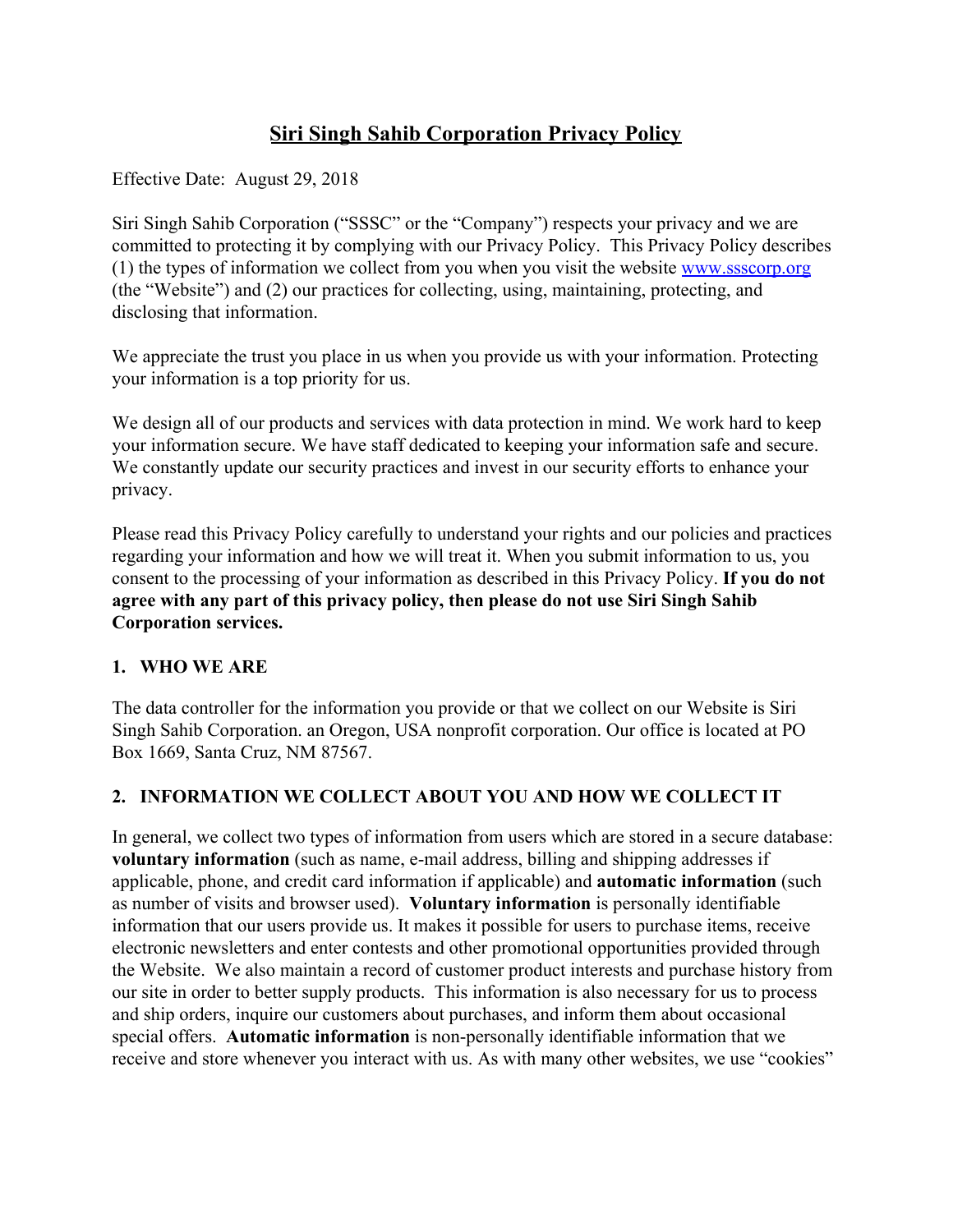# Siri Singh Sahib Corporation Privacy Policy

Effective Date: August 29, 2018

Siri Singh Sahib Corporation ("SSSC" or the "Company") respects your privacy and we are committed to protecting it by complying with our Privacy Policy. This Privacy Policy describes (1) the types of information we collect from you when you visit the website [www.ssscorp.org](http://www.ssscorp.org) (the "Website") and (2) our practices for collecting, using, maintaining, protecting, and disclosing that information.

We appreciate the trust you place in us when you provide us with your information. Protecting your information is a top priority for us.

We design all of our products and services with data protection in mind. We work hard to keep your information secure. We have staff dedicated to keeping your information safe and secure. We constantly update our security practices and invest in our security efforts to enhance your privacy.

Please read this Privacy Policy carefully to understand your rights and our policies and practices regarding your information and how we will treat it. When you submit information to us, you consent to the processing of your information as described in this Privacy Policy. **If you do not agree with any part of this privacy policy, then please do not use Siri Singh Sahib Corporation services.**

## 1. WHO WE ARE

The data controller for the information you provide or that we collect on our Website is Siri Singh Sahib Corporation. an Oregon, USA nonprofit corporation. Our office is located at PO Box 1669, Santa Cruz, NM 87567.

## 2. INFORMATION WE COLLECT ABOUT YOU AND HOW WE COLLECT IT

In general, we collect two types of information from users which are stored in a secure database: **voluntary information** (such as name, e-mail address, billing and shipping addresses if applicable, phone, and credit card information if applicable) and **automatic information** (such as number of visits and browser used). **Voluntary information** is personally identifiable information that our users provide us. It makes it possible for users to purchase items, receive electronic newsletters and enter contests and other promotional opportunities provided through the Website. We also maintain a record of customer product interests and purchase history from our site in order to better supply products. This information is also necessary for us to process and ship orders, inquire our customers about purchases, and inform them about occasional special offers. **Automatic information** is non-personally identifiable information that we receive and store whenever you interact with us. As with many other websites, we use "cookies"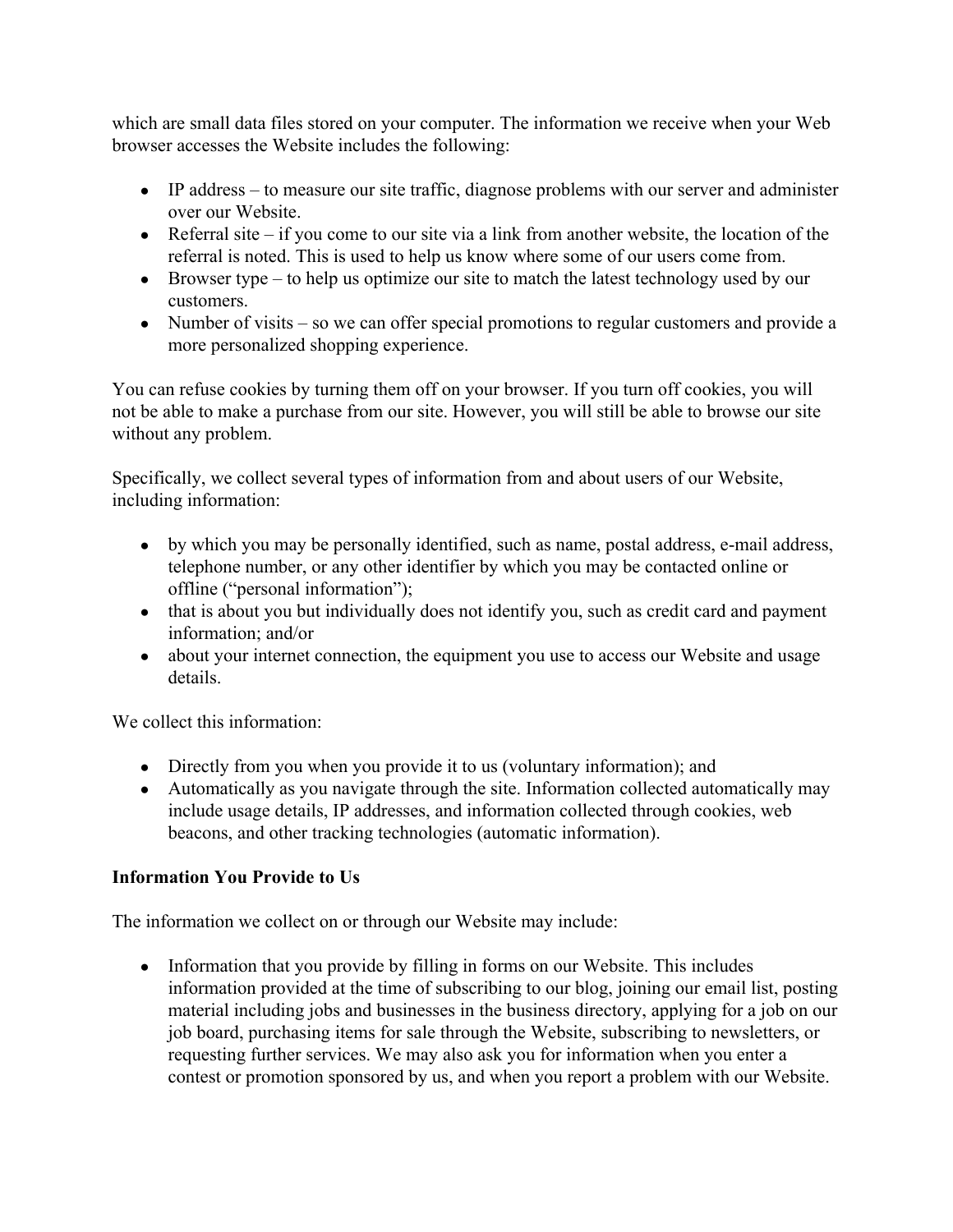which are small data files stored on your computer. The information we receive when your Web browser accesses the Website includes the following:

- IP address – to measure our site traffic, diagnose problems with our server and administer over our Website.
- Referral site – if you come to our site via a link from another website, the location of the referral is noted. This is used to help us know where some of our users come from.
- Browser type – to help us optimize our site to match the latest technology used by our customers.
- Number of visits – so we can offer special promotions to regular customers and provide a more personalized shopping experience.

You can refuse cookies by turning them off on your browser. If you turn off cookies, you will not be able to make a purchase from our site. However, you will still be able to browse our site without any problem.

Specifically, we collect several types of information from and about users of our Website, including information:

- by which you may be personally identified, such as name, postal address, e-mail address, telephone number, or any other identifier by which you may be contacted online or offline ("personal information");
- that is about you but individually does not identify you, such as credit card and payment information; and/or
- about your internet connection, the equipment you use to access our Website and usage details.

We collect this information:

- Directly from you when you provide it to us (voluntary information); and
- Automatically as you navigate through the site. Information collected automatically may include usage details, IP addresses, and information collected through cookies, web beacons, and other tracking technologies (automatic information).

**Information You Provide to Us**

The information we collect on or through our Website may include:

- Information that you provide by filling in forms on our Website. This includes information provided at the time of subscribing to our blog, joining our email list, posting material including jobs and businesses in the business directory, applying for a job on our job board, purchasing items for sale through the Website, subscribing to newsletters, or requesting further services. We may also ask you for information when you enter a contest or promotion sponsored by us, and when you report a problem with our Website.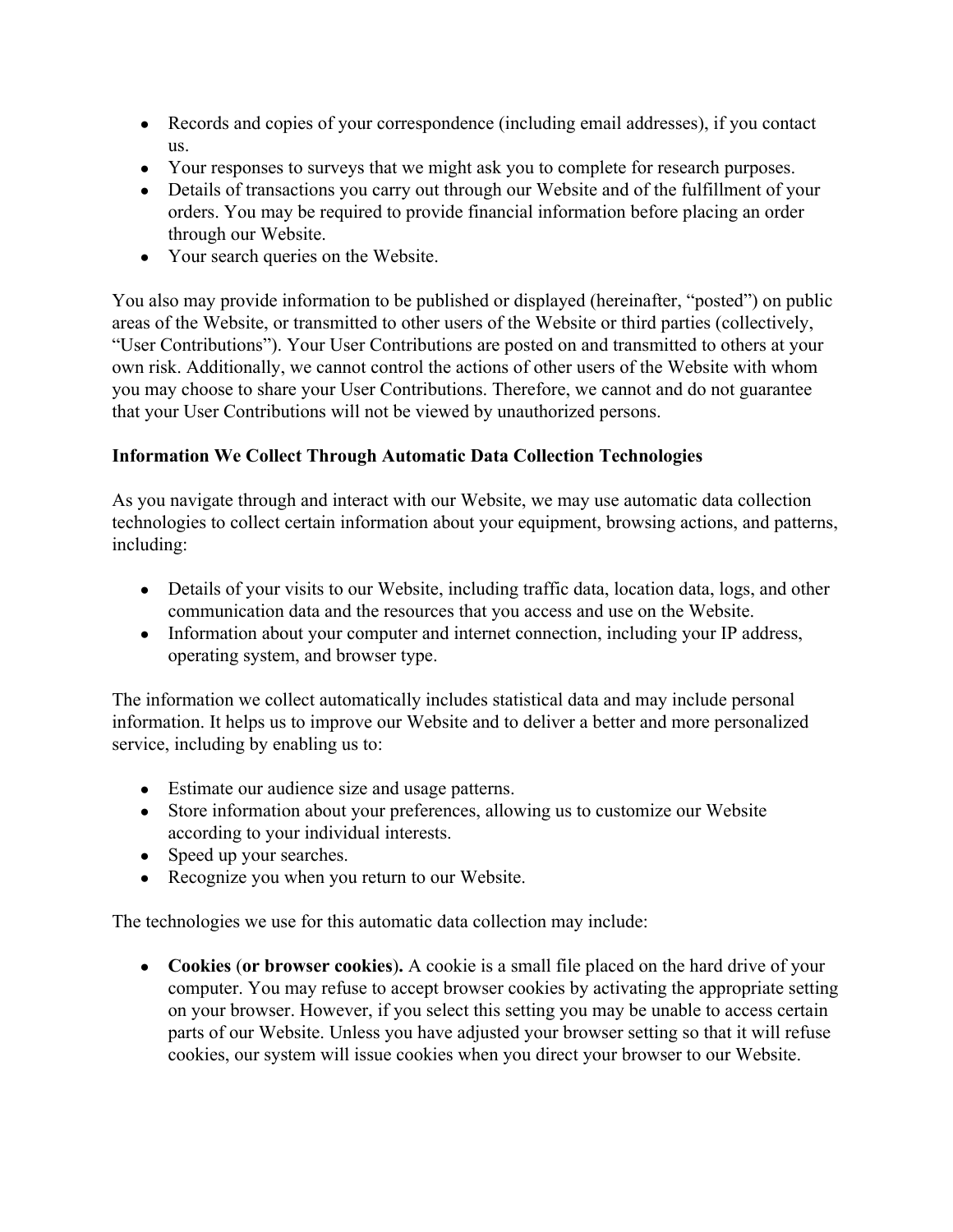- Records and copies of your correspondence (including email addresses), if you contact us.
- Your responses to surveys that we might ask you to complete for research purposes.
- Details of transactions you carry out through our Website and of the fulfillment of your orders. You may be required to provide financial information before placing an order through our Website.
- Your search queries on the Website.

You also may provide information to be published or displayed (hereinafter, "posted") on public areas of the Website, or transmitted to other users of the Website or third parties (collectively, "User Contributions"). Your User Contributions are posted on and transmitted to others at your own risk. Additionally, we cannot control the actions of other users of the Website with whom you may choose to share your User Contributions. Therefore, we cannot and do not guarantee that your User Contributions will not be viewed by unauthorized persons.

**Information We Collect Through Automatic Data Collection Technologies**

As you navigate through and interact with our Website, we may use automatic data collection technologies to collect certain information about your equipment, browsing actions, and patterns, including:

- Details of your visits to our Website, including traffic data, location data, logs, and other communication data and the resources that you access and use on the Website.
- Information about your computer and internet connection, including your IP address, operating system, and browser type.

The information we collect automatically includes statistical data and may include personal information. It helps us to improve our Website and to deliver a better and more personalized service, including by enabling us to:

- Estimate our audience size and usage patterns.
- Store information about your preferences, allowing us to customize our Website according to your individual interests.
- Speed up your searches.
- Recognize you when you return to our Website.

The technologies we use for this automatic data collection may include:

- **Cookies** (**or browser cookies**)**.** A cookie is a small file placed on the hard drive of your computer. You may refuse to accept browser cookies by activating the appropriate setting on your browser. However, if you select this setting you may be unable to access certain parts of our Website. Unless you have adjusted your browser setting so that it will refuse cookies, our system will issue cookies when you direct your browser to our Website.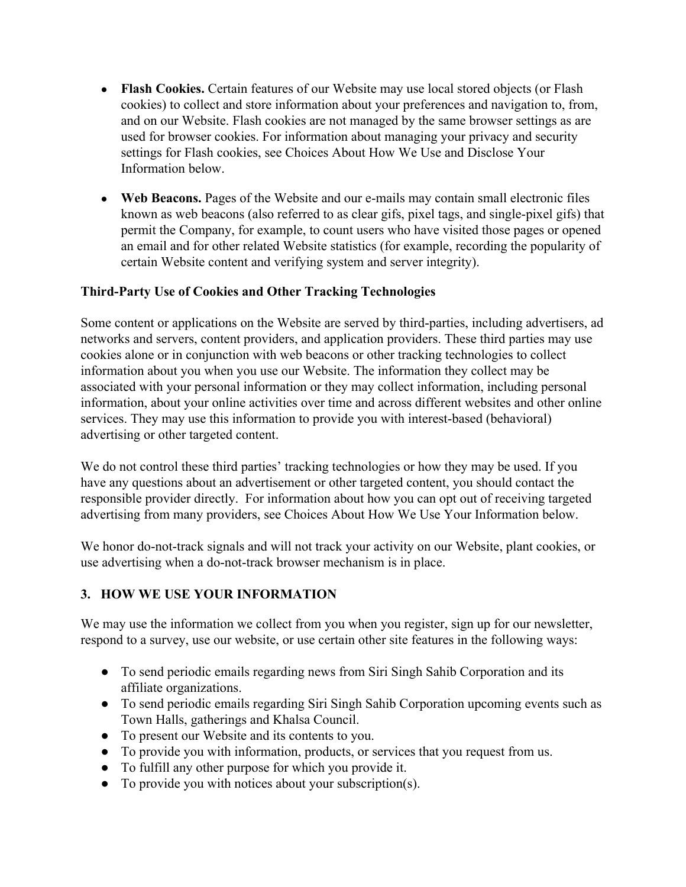- **Flash Cookies.** Certain features of our Website may use local stored objects (or Flash cookies) to collect and store information about your preferences and navigation to, from, and on our Website. Flash cookies are not managed by the same browser settings as are used for browser cookies. For information about managing your privacy and security settings for Flash cookies, see Choices About How We Use and Disclose Your Information below.

- **Web Beacons.** Pages of the Website and our e-mails may contain small electronic files known as web beacons (also referred to as clear gifs, pixel tags, and single-pixel gifs) that permit the Company, for example, to count users who have visited those pages or opened an email and for other related Website statistics (for example, recording the popularity of certain Website content and verifying system and server integrity).

**Third-Party Use of Cookies and Other Tracking Technologies**

Some content or applications on the Website are served by third-parties, including advertisers, ad networks and servers, content providers, and application providers. These third parties may use cookies alone or in conjunction with web beacons or other tracking technologies to collect information about you when you use our Website. The information they collect may be associated with your personal information or they may collect information, including personal information, about your online activities over time and across different websites and other online services. They may use this information to provide you with interest-based (behavioral) advertising or other targeted content.

We do not control these third parties' tracking technologies or how they may be used. If you have any questions about an advertisement or other targeted content, you should contact the responsible provider directly. For information about how you can opt out of receiving targeted advertising from many providers, see Choices About How We Use Your Information below.

We honor do-not-track signals and will not track your activity on our Website, plant cookies, or use advertising when a do-not-track browser mechanism is in place.

## 3. HOW WE USE YOUR INFORMATION

We may use the information we collect from you when you register, sign up for our newsletter, respond to a survey, use our website, or use certain other site features in the following ways:

- To send periodic emails regarding news from Siri Singh Sahib Corporation and its affiliate organizations.
- To send periodic emails regarding Siri Singh Sahib Corporation upcoming events such as Town Halls, gatherings and Khalsa Council.
- To present our Website and its contents to you.
- To provide you with information, products, or services that you request from us.
- To fulfill any other purpose for which you provide it.
- To provide you with notices about your subscription(s).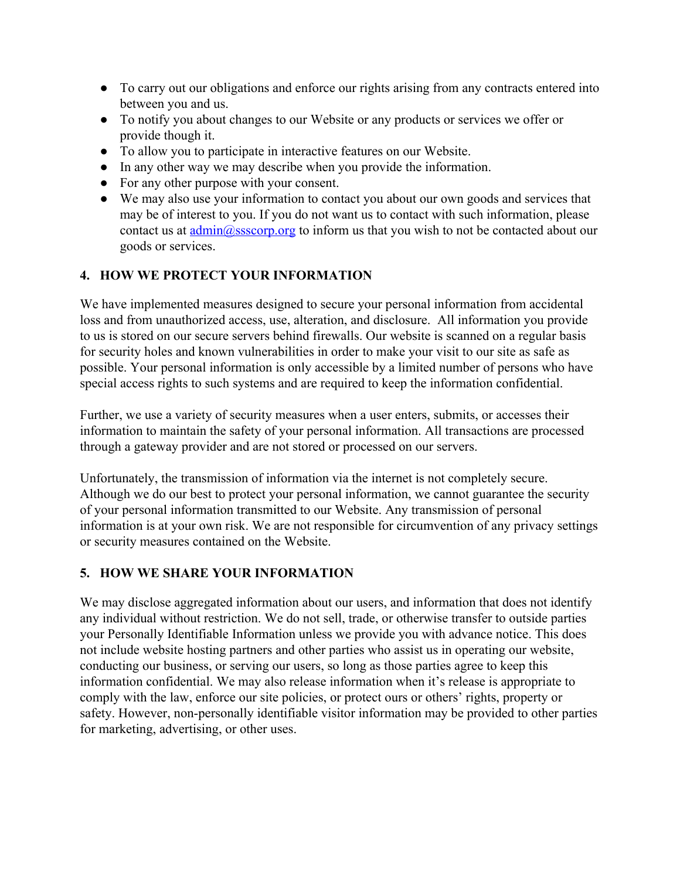- To carry out our obligations and enforce our rights arising from any contracts entered into between you and us.
- To notify you about changes to our Website or any products or services we offer or provide though it.
- To allow you to participate in interactive features on our Website.
- In any other way we may describe when you provide the information.
- For any other purpose with your consent.
- We may also use your information to contact you about our own goods and services that may be of interest to you. If you do not want us to contact with such information, please contact us at [admin@ssscorp.org](mailto:admin@ssscorp.org) to inform us that you wish to not be contacted about our goods or services.

## 4. HOW WE PROTECT YOUR INFORMATION

We have implemented measures designed to secure your personal information from accidental loss and from unauthorized access, use, alteration, and disclosure. All information you provide to us is stored on our secure servers behind firewalls. Our website is scanned on a regular basis for security holes and known vulnerabilities in order to make your visit to our site as safe as possible. Your personal information is only accessible by a limited number of persons who have special access rights to such systems and are required to keep the information confidential.

Further, we use a variety of security measures when a user enters, submits, or accesses their information to maintain the safety of your personal information. All transactions are processed through a gateway provider and are not stored or processed on our servers.

Unfortunately, the transmission of information via the internet is not completely secure. Although we do our best to protect your personal information, we cannot guarantee the security of your personal information transmitted to our Website. Any transmission of personal information is at your own risk. We are not responsible for circumvention of any privacy settings or security measures contained on the Website.

## 5. HOW WE SHARE YOUR INFORMATION

We may disclose aggregated information about our users, and information that does not identify any individual without restriction. We do not sell, trade, or otherwise transfer to outside parties your Personally Identifiable Information unless we provide you with advance notice. This does not include website hosting partners and other parties who assist us in operating our website, conducting our business, or serving our users, so long as those parties agree to keep this information confidential. We may also release information when it's release is appropriate to comply with the law, enforce our site policies, or protect ours or others' rights, property or safety. However, non-personally identifiable visitor information may be provided to other parties for marketing, advertising, or other uses.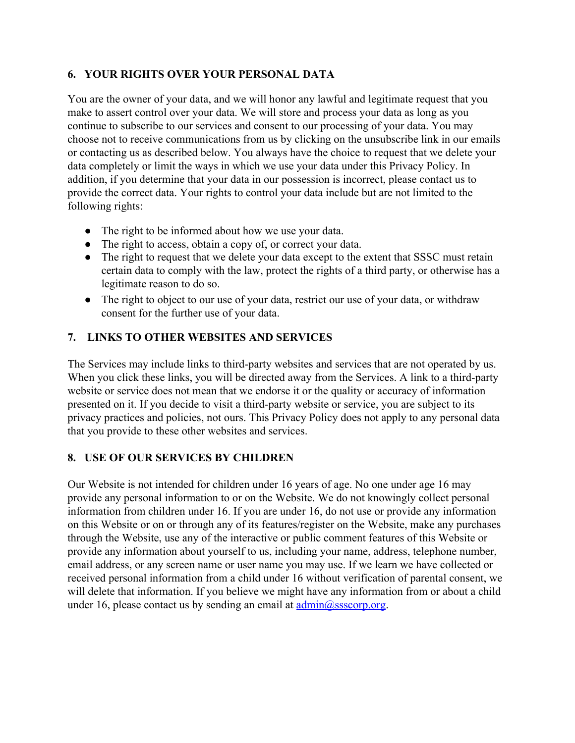## 6. YOUR RIGHTS OVER YOUR PERSONAL DATA

You are the owner of your data, and we will honor any lawful and legitimate request that you make to assert control over your data. We will store and process your data as long as you continue to subscribe to our services and consent to our processing of your data. You may choose not to receive communications from us by clicking on the unsubscribe link in our emails or contacting us as described below. You always have the choice to request that we delete your data completely or limit the ways in which we use your data under this Privacy Policy. In addition, if you determine that your data in our possession is incorrect, please contact us to provide the correct data. Your rights to control your data include but are not limited to the following rights:

- The right to be informed about how we use your data.
- The right to access, obtain a copy of, or correct your data.
- The right to request that we delete your data except to the extent that SSSC must retain certain data to comply with the law, protect the rights of a third party, or otherwise has a legitimate reason to do so.
- The right to object to our use of your data, restrict our use of your data, or withdraw consent for the further use of your data.

## 7. LINKS TO OTHER WEBSITES AND SERVICES

The Services may include links to third-party websites and services that are not operated by us. When you click these links, you will be directed away from the Services. A link to a third-party website or service does not mean that we endorse it or the quality or accuracy of information presented on it. If you decide to visit a third-party website or service, you are subject to its privacy practices and policies, not ours. This Privacy Policy does not apply to any personal data that you provide to these other websites and services.

## 8. USE OF OUR SERVICES BY CHILDREN

Our Website is not intended for children under 16 years of age. No one under age 16 may provide any personal information to or on the Website. We do not knowingly collect personal information from children under 16. If you are under 16, do not use or provide any information on this Website or on or through any of its features/register on the Website, make any purchases through the Website, use any of the interactive or public comment features of this Website or provide any information about yourself to us, including your name, address, telephone number, email address, or any screen name or user name you may use. If we learn we have collected or received personal information from a child under 16 without verification of parental consent, we will delete that information. If you believe we might have any information from or about a child under 16, please contact us by sending an email at admin@ssscorp.org.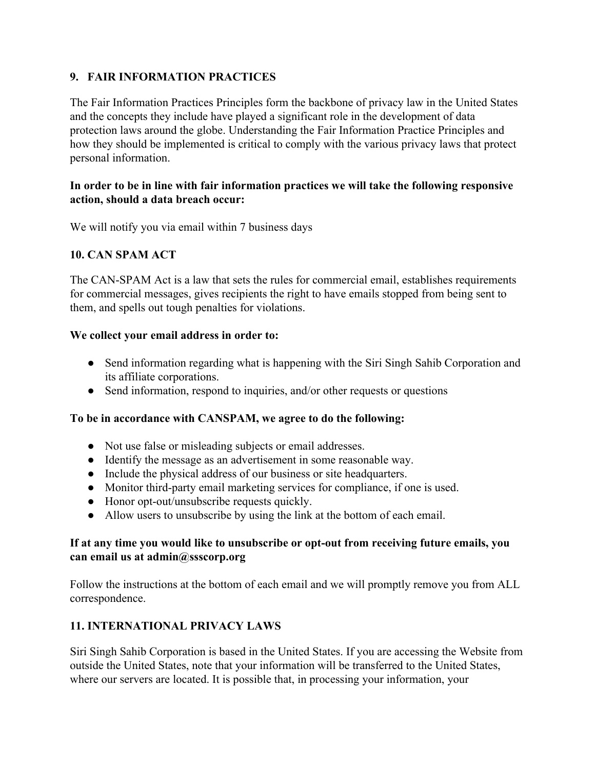## 9. FAIR INFORMATION PRACTICES

The Fair Information Practices Principles form the backbone of privacy law in the United States and the concepts they include have played a significant role in the development of data protection laws around the globe. Understanding the Fair Information Practice Principles and how they should be implemented is critical to comply with the various privacy laws that protect personal information.

**In order to be in line with fair information practices we will take the following responsive action, should a data breach occur:**

We will notify you via email within 7 business days

## 10. CAN SPAM ACT

The CAN-SPAM Act is a law that sets the rules for commercial email, establishes requirements for commercial messages, gives recipients the right to have emails stopped from being sent to them, and spells out tough penalties for violations.

**We collect your email address in order to:**

- Send information regarding what is happening with the Siri Singh Sahib Corporation and its affiliate corporations.
- Send information, respond to inquiries, and/or other requests or questions

**To be in accordance with CANSPAM, we agree to do the following:**

- Not use false or misleading subjects or email addresses.
- Identify the message as an advertisement in some reasonable way.
- Include the physical address of our business or site headquarters.
- Monitor third-party email marketing services for compliance, if one is used.
- Honor opt-out/unsubscribe requests quickly.
- Allow users to unsubscribe by using the link at the bottom of each email.

**If at any time you would like to unsubscribe or opt-out from receiving future emails, you can email us at admin@ssscorp.org**

Follow the instructions at the bottom of each email and we will promptly remove you from ALL correspondence.

## 11. INTERNATIONAL PRIVACY LAWS

Siri Singh Sahib Corporation is based in the United States. If you are accessing the Website from outside the United States, note that your information will be transferred to the United States, where our servers are located. It is possible that, in processing your information, your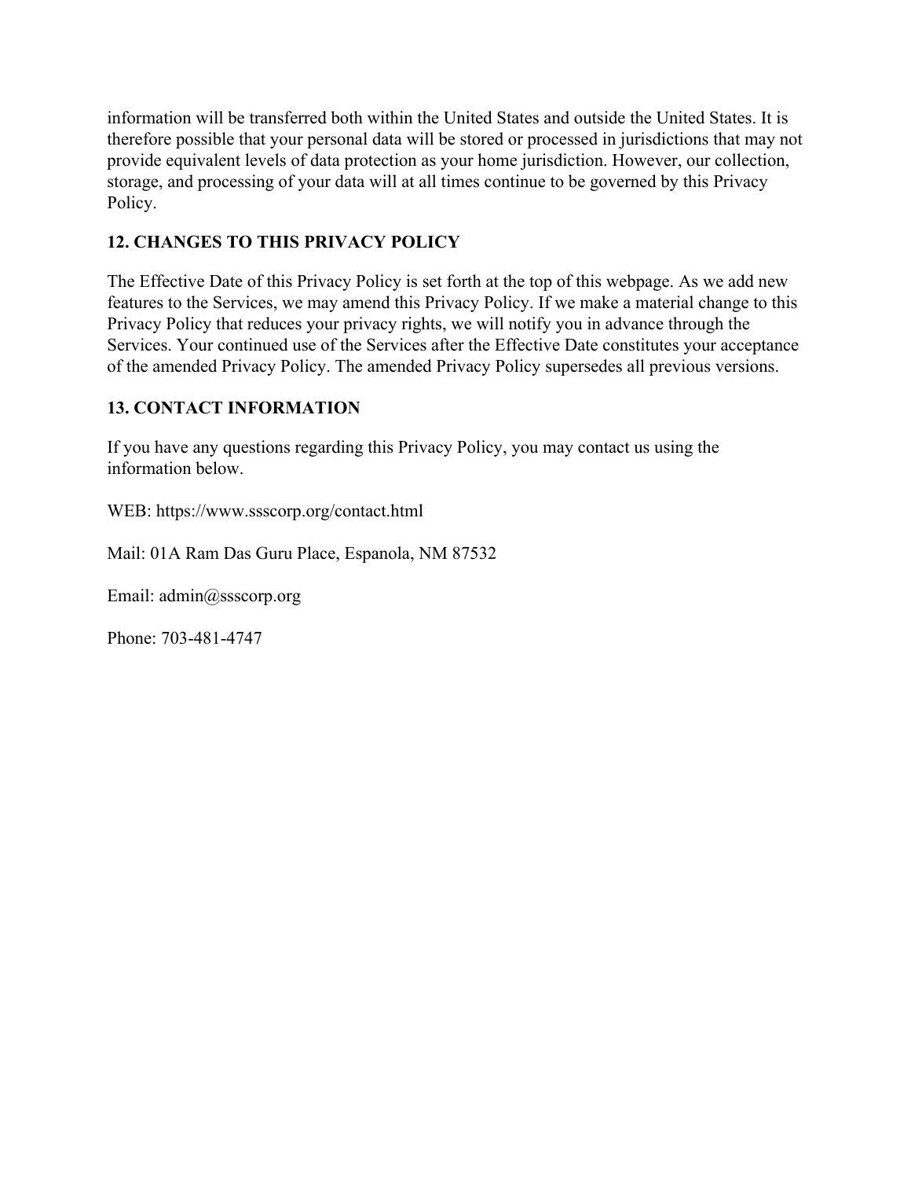information will be transferred both within the United States and outside the United States. It is therefore possible that your personal data will be stored or processed in jurisdictions that may not provide equivalent levels of data protection as your home jurisdiction. However, our collection, storage, and processing of your data will at all times continue to be governed by this Privacy Policy.

## 12. CHANGES TO THIS PRIVACY POLICY

The Effective Date of this Privacy Policy is set forth at the top of this webpage. As we add new features to the Services, we may amend this Privacy Policy. If we make a material change to this Privacy Policy that reduces your privacy rights, we will notify you in advance through the Services. Your continued use of the Services after the Effective Date constitutes your acceptance of the amended Privacy Policy. The amended Privacy Policy supersedes all previous versions.

## 13. CONTACT INFORMATION

If you have any questions regarding this Privacy Policy, you may contact us using the information below.

WEB: https://www.ssscorp.org/contact.html

Mail: 01A Ram Das Guru Place, Espanola, NM 87532

Email: admin@ssscorp.org

Phone: 703-481-4747